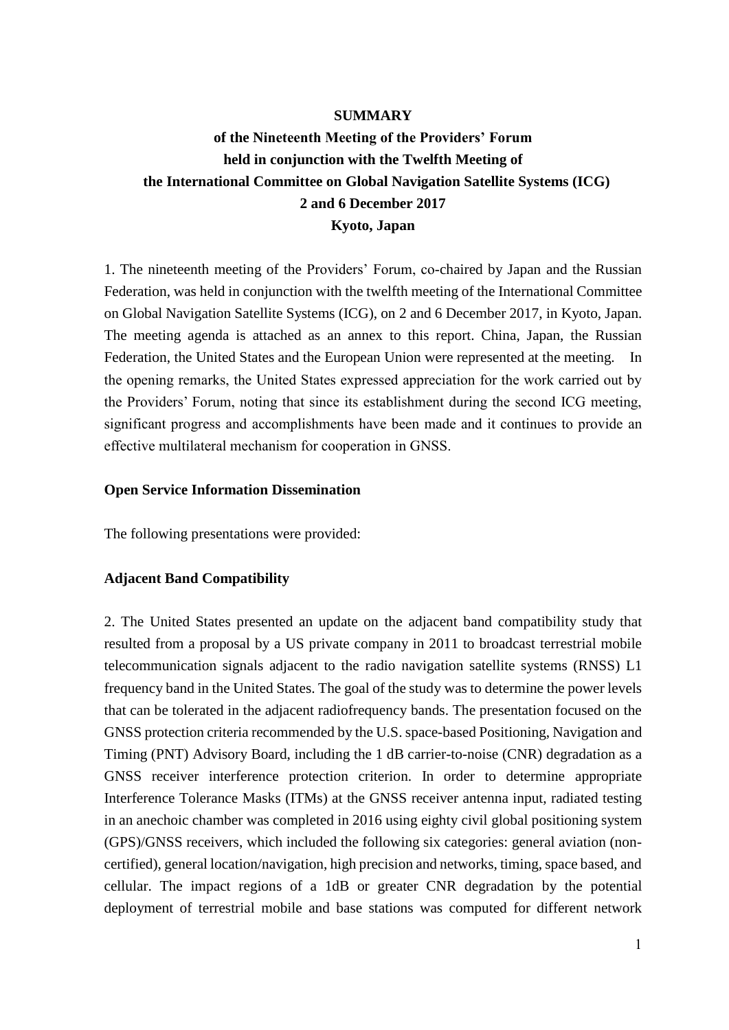**SUMMARY**

**of the Nineteenth Meeting of the Providers' Forum**
**held in conjunction with the Twelfth Meeting of**
**the International Committee on Global Navigation Satellite Systems (ICG)**
**2 and 6 December 2017**
**Kyoto, Japan**

1. The nineteenth meeting of the Providers' Forum, co-chaired by Japan and the Russian Federation, was held in conjunction with the twelfth meeting of the International Committee on Global Navigation Satellite Systems (ICG), on 2 and 6 December 2017, in Kyoto, Japan. The meeting agenda is attached as an annex to this report. China, Japan, the Russian Federation, the United States and the European Union were represented at the meeting. In the opening remarks, the United States expressed appreciation for the work carried out by the Providers' Forum, noting that since its establishment during the second ICG meeting, significant progress and accomplishments have been made and it continues to provide an effective multilateral mechanism for cooperation in GNSS.

**Open Service Information Dissemination**

The following presentations were provided:

**Adjacent Band Compatibility**

2. The United States presented an update on the adjacent band compatibility study that resulted from a proposal by a US private company in 2011 to broadcast terrestrial mobile telecommunication signals adjacent to the radio navigation satellite systems (RNSS) L1 frequency band in the United States. The goal of the study was to determine the power levels that can be tolerated in the adjacent radiofrequency bands. The presentation focused on the GNSS protection criteria recommended by the U.S. space-based Positioning, Navigation and Timing (PNT) Advisory Board, including the 1 dB carrier-to-noise (CNR) degradation as a GNSS receiver interference protection criterion. In order to determine appropriate Interference Tolerance Masks (ITMs) at the GNSS receiver antenna input, radiated testing in an anechoic chamber was completed in 2016 using eighty civil global positioning system (GPS)/GNSS receivers, which included the following six categories: general aviation (non-certified), general location/navigation, high precision and networks, timing, space based, and cellular. The impact regions of a 1dB or greater CNR degradation by the potential deployment of terrestrial mobile and base stations was computed for different network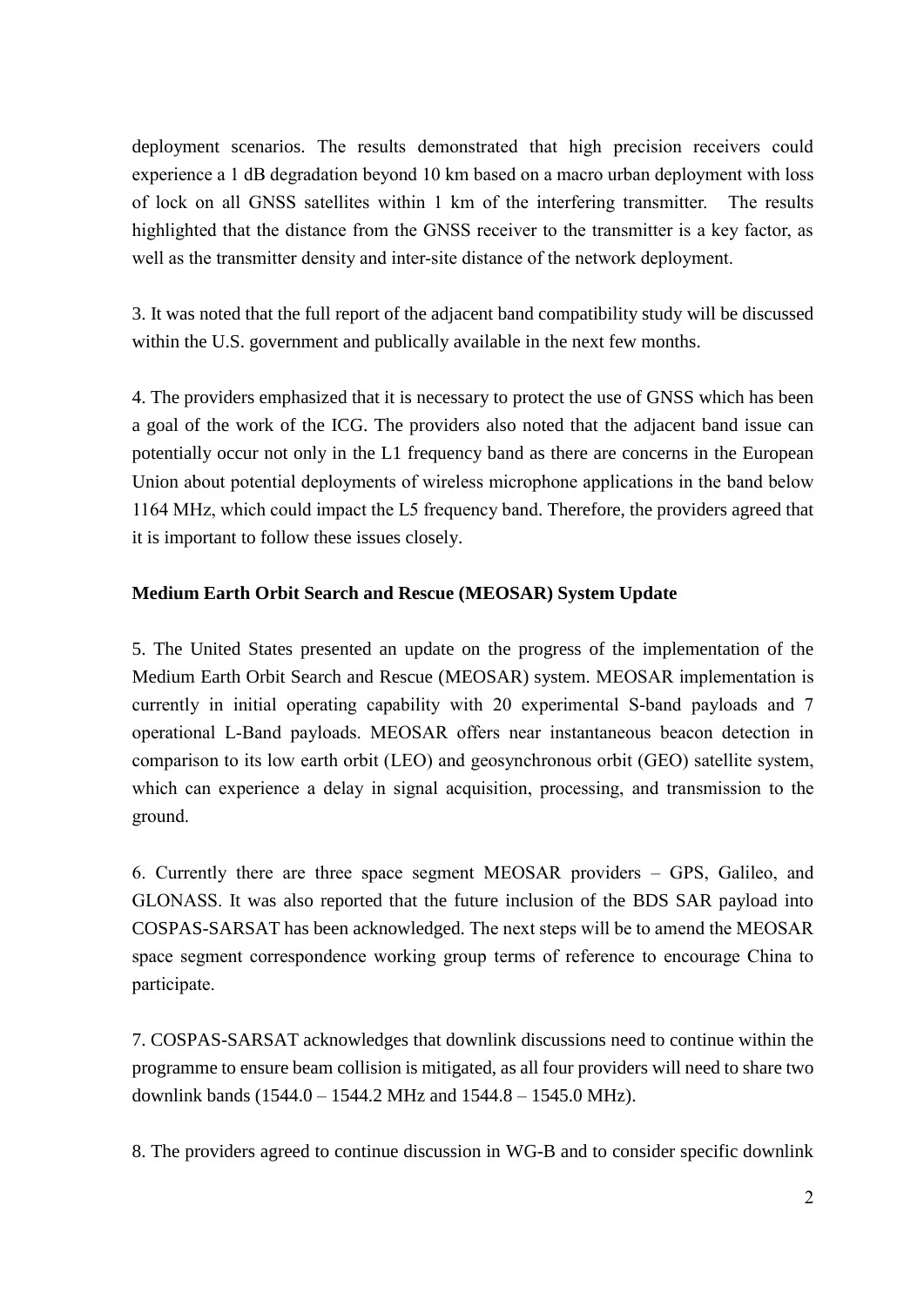deployment scenarios. The results demonstrated that high precision receivers could experience a 1 dB degradation beyond 10 km based on a macro urban deployment with loss of lock on all GNSS satellites within 1 km of the interfering transmitter. The results highlighted that the distance from the GNSS receiver to the transmitter is a key factor, as well as the transmitter density and inter-site distance of the network deployment.

3. It was noted that the full report of the adjacent band compatibility study will be discussed within the U.S. government and publically available in the next few months.

4. The providers emphasized that it is necessary to protect the use of GNSS which has been a goal of the work of the ICG. The providers also noted that the adjacent band issue can potentially occur not only in the L1 frequency band as there are concerns in the European Union about potential deployments of wireless microphone applications in the band below 1164 MHz, which could impact the L5 frequency band. Therefore, the providers agreed that it is important to follow these issues closely.

**Medium Earth Orbit Search and Rescue (MEOSAR) System Update**

5. The United States presented an update on the progress of the implementation of the Medium Earth Orbit Search and Rescue (MEOSAR) system. MEOSAR implementation is currently in initial operating capability with 20 experimental S-band payloads and 7 operational L-Band payloads. MEOSAR offers near instantaneous beacon detection in comparison to its low earth orbit (LEO) and geosynchronous orbit (GEO) satellite system, which can experience a delay in signal acquisition, processing, and transmission to the ground.

6. Currently there are three space segment MEOSAR providers – GPS, Galileo, and GLONASS. It was also reported that the future inclusion of the BDS SAR payload into COSPAS-SARSAT has been acknowledged. The next steps will be to amend the MEOSAR space segment correspondence working group terms of reference to encourage China to participate.

7. COSPAS-SARSAT acknowledges that downlink discussions need to continue within the programme to ensure beam collision is mitigated, as all four providers will need to share two downlink bands (1544.0 – 1544.2 MHz and 1544.8 – 1545.0 MHz).

8. The providers agreed to continue discussion in WG-B and to consider specific downlink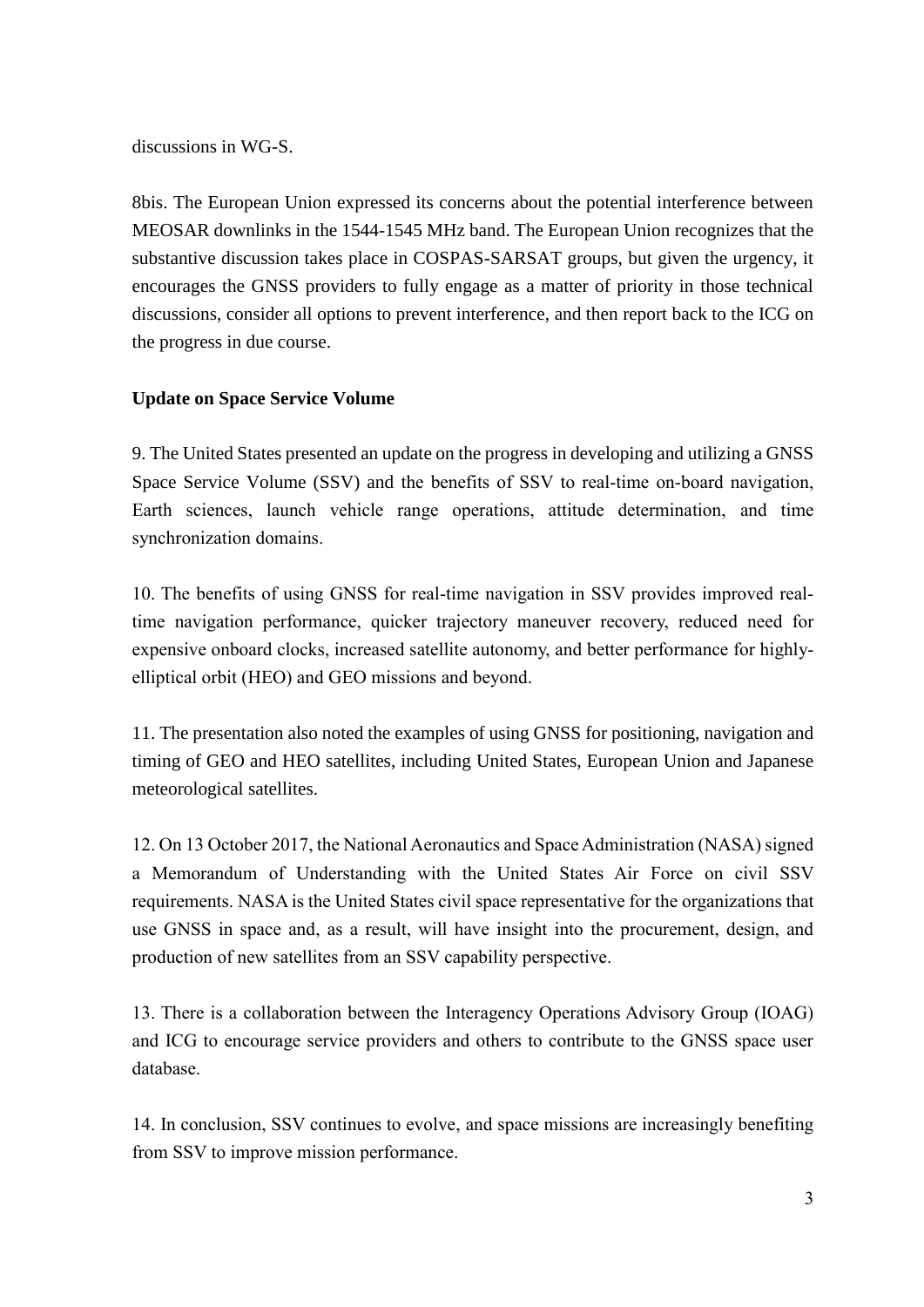discussions in WG-S.

8bis. The European Union expressed its concerns about the potential interference between MEOSAR downlinks in the 1544-1545 MHz band. The European Union recognizes that the substantive discussion takes place in COSPAS-SARSAT groups, but given the urgency, it encourages the GNSS providers to fully engage as a matter of priority in those technical discussions, consider all options to prevent interference, and then report back to the ICG on the progress in due course.

**Update on Space Service Volume**

9. The United States presented an update on the progress in developing and utilizing a GNSS Space Service Volume (SSV) and the benefits of SSV to real-time on-board navigation, Earth sciences, launch vehicle range operations, attitude determination, and time synchronization domains.

10. The benefits of using GNSS for real-time navigation in SSV provides improved real-time navigation performance, quicker trajectory maneuver recovery, reduced need for expensive onboard clocks, increased satellite autonomy, and better performance for highly-elliptical orbit (HEO) and GEO missions and beyond.

11. The presentation also noted the examples of using GNSS for positioning, navigation and timing of GEO and HEO satellites, including United States, European Union and Japanese meteorological satellites.

12. On 13 October 2017, the National Aeronautics and Space Administration (NASA) signed a Memorandum of Understanding with the United States Air Force on civil SSV requirements. NASA is the United States civil space representative for the organizations that use GNSS in space and, as a result, will have insight into the procurement, design, and production of new satellites from an SSV capability perspective.

13. There is a collaboration between the Interagency Operations Advisory Group (IOAG) and ICG to encourage service providers and others to contribute to the GNSS space user database.

14. In conclusion, SSV continues to evolve, and space missions are increasingly benefiting from SSV to improve mission performance.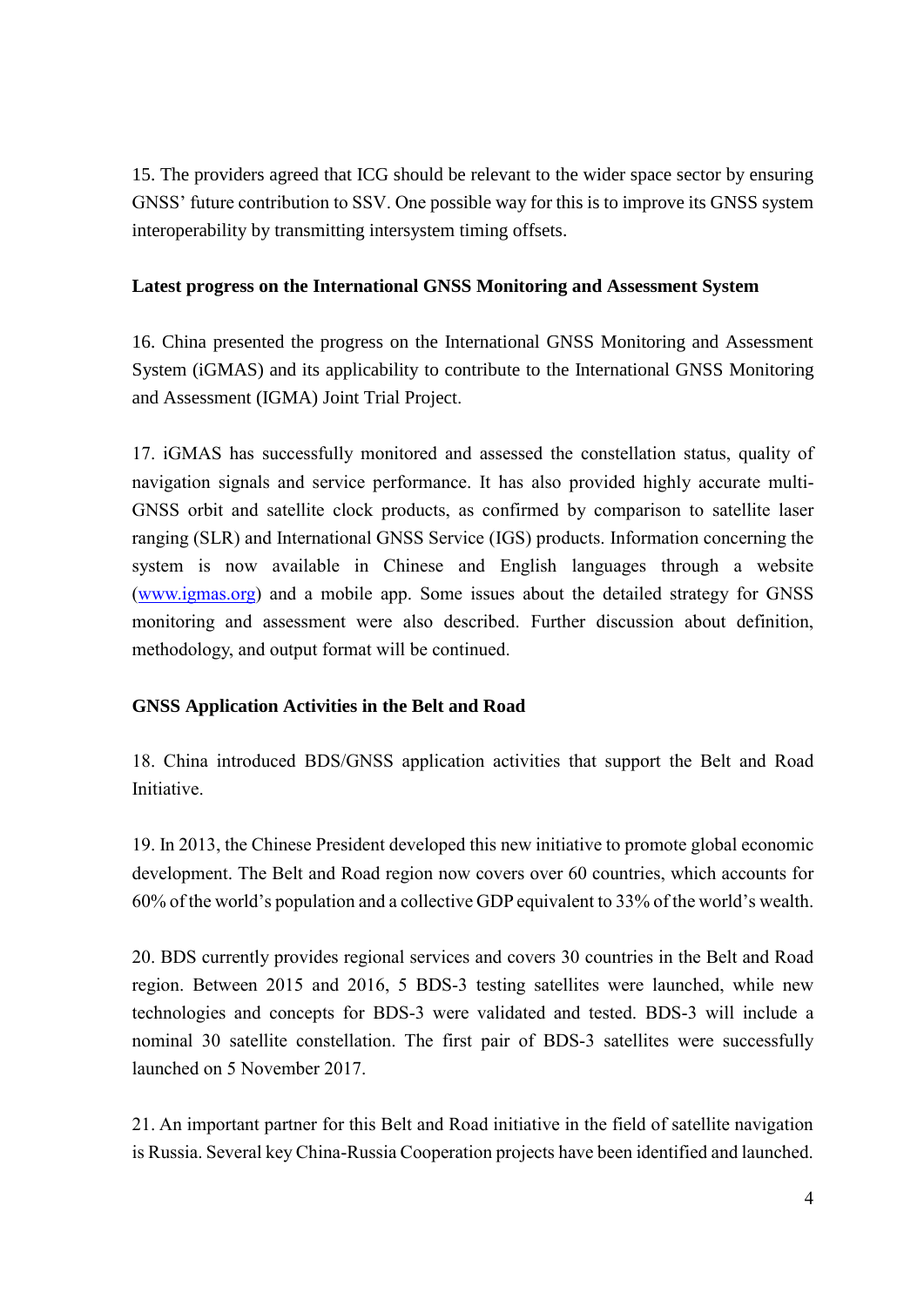15. The providers agreed that ICG should be relevant to the wider space sector by ensuring GNSS' future contribution to SSV. One possible way for this is to improve its GNSS system interoperability by transmitting intersystem timing offsets.

**Latest progress on the International GNSS Monitoring and Assessment System**

16. China presented the progress on the International GNSS Monitoring and Assessment System (iGMAS) and its applicability to contribute to the International GNSS Monitoring and Assessment (IGMA) Joint Trial Project.

17. iGMAS has successfully monitored and assessed the constellation status, quality of navigation signals and service performance. It has also provided highly accurate multi-GNSS orbit and satellite clock products, as confirmed by comparison to satellite laser ranging (SLR) and International GNSS Service (IGS) products. Information concerning the system is now available in Chinese and English languages through a website (www.igmas.org) and a mobile app. Some issues about the detailed strategy for GNSS monitoring and assessment were also described. Further discussion about definition, methodology, and output format will be continued.

**GNSS Application Activities in the Belt and Road**

18. China introduced BDS/GNSS application activities that support the Belt and Road Initiative.

19. In 2013, the Chinese President developed this new initiative to promote global economic development. The Belt and Road region now covers over 60 countries, which accounts for 60% of the world's population and a collective GDP equivalent to 33% of the world's wealth.

20. BDS currently provides regional services and covers 30 countries in the Belt and Road region. Between 2015 and 2016, 5 BDS-3 testing satellites were launched, while new technologies and concepts for BDS-3 were validated and tested. BDS-3 will include a nominal 30 satellite constellation. The first pair of BDS-3 satellites were successfully launched on 5 November 2017.

21. An important partner for this Belt and Road initiative in the field of satellite navigation is Russia. Several key China-Russia Cooperation projects have been identified and launched.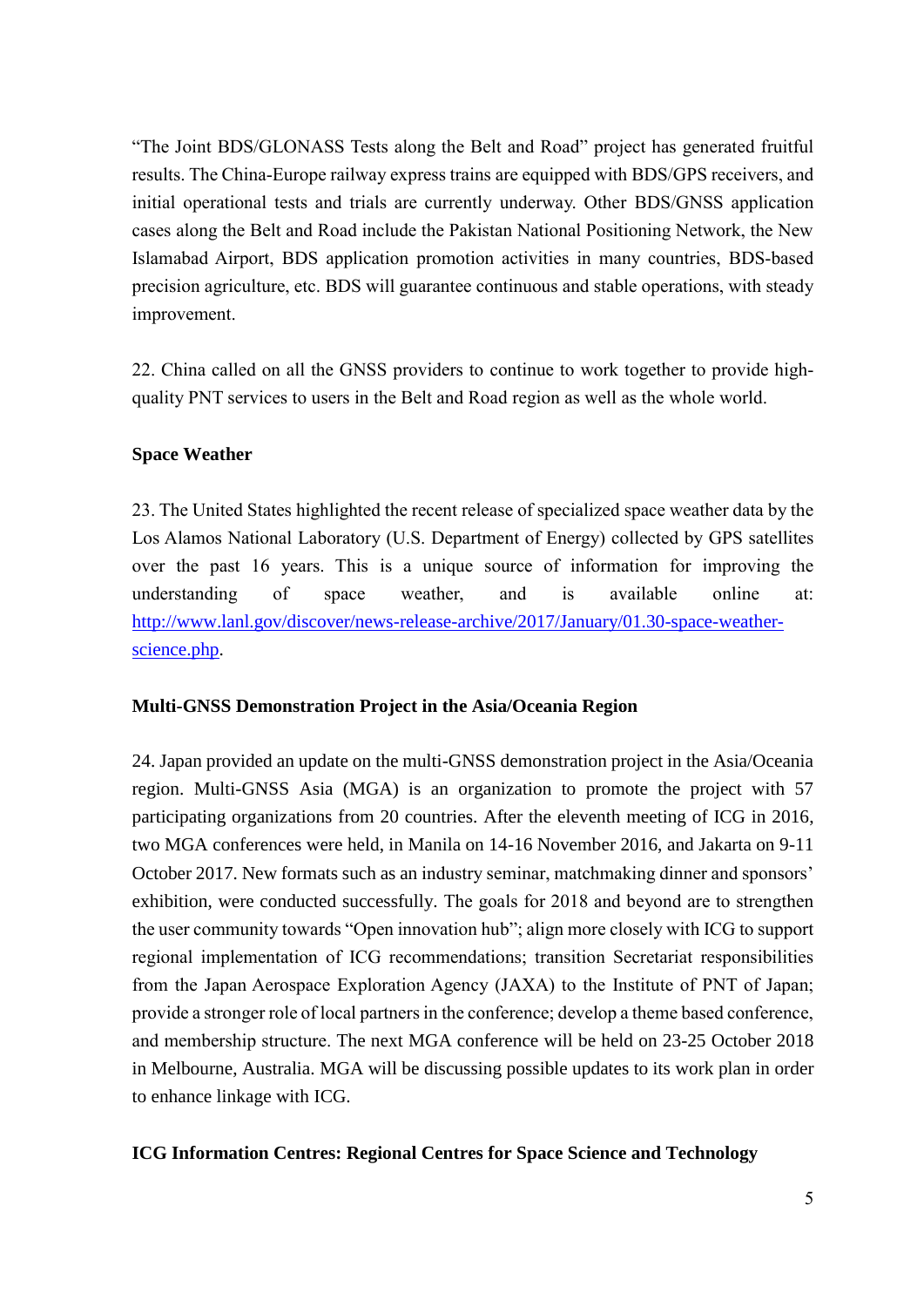"The Joint BDS/GLONASS Tests along the Belt and Road" project has generated fruitful results. The China-Europe railway express trains are equipped with BDS/GPS receivers, and initial operational tests and trials are currently underway. Other BDS/GNSS application cases along the Belt and Road include the Pakistan National Positioning Network, the New Islamabad Airport, BDS application promotion activities in many countries, BDS-based precision agriculture, etc. BDS will guarantee continuous and stable operations, with steady improvement.

22. China called on all the GNSS providers to continue to work together to provide high-quality PNT services to users in the Belt and Road region as well as the whole world.

**Space Weather**

23. The United States highlighted the recent release of specialized space weather data by the Los Alamos National Laboratory (U.S. Department of Energy) collected by GPS satellites over the past 16 years. This is a unique source of information for improving the understanding of space weather, and is available online at: [http://www.lanl.gov/discover/news-release-archive/2017/January/01.30-space-weather-science.php](http://www.lanl.gov/discover/news-release-archive/2017/January/01.30-space-weather-science.php).

**Multi-GNSS Demonstration Project in the Asia/Oceania Region**

24. Japan provided an update on the multi-GNSS demonstration project in the Asia/Oceania region. Multi-GNSS Asia (MGA) is an organization to promote the project with 57 participating organizations from 20 countries. After the eleventh meeting of ICG in 2016, two MGA conferences were held, in Manila on 14-16 November 2016, and Jakarta on 9-11 October 2017. New formats such as an industry seminar, matchmaking dinner and sponsors' exhibition, were conducted successfully. The goals for 2018 and beyond are to strengthen the user community towards "Open innovation hub"; align more closely with ICG to support regional implementation of ICG recommendations; transition Secretariat responsibilities from the Japan Aerospace Exploration Agency (JAXA) to the Institute of PNT of Japan; provide a stronger role of local partners in the conference; develop a theme based conference, and membership structure. The next MGA conference will be held on 23-25 October 2018 in Melbourne, Australia. MGA will be discussing possible updates to its work plan in order to enhance linkage with ICG.

**ICG Information Centres: Regional Centres for Space Science and Technology**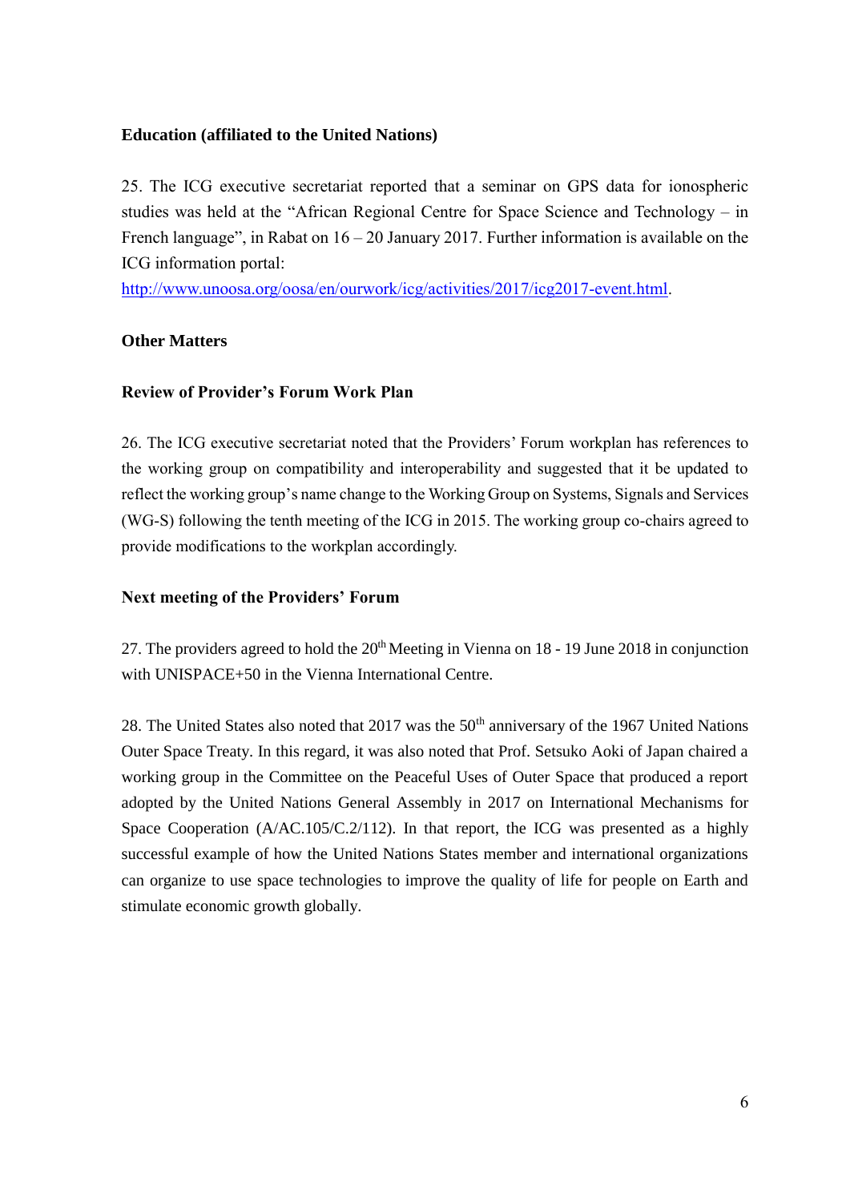**Education (affiliated to the United Nations)**

25. The ICG executive secretariat reported that a seminar on GPS data for ionospheric studies was held at the "African Regional Centre for Space Science and Technology – in French language", in Rabat on 16 – 20 January 2017. Further information is available on the ICG information portal:
http://www.unoosa.org/oosa/en/ourwork/icg/activities/2017/icg2017-event.html.

**Other Matters**

**Review of Provider's Forum Work Plan**

26. The ICG executive secretariat noted that the Providers' Forum workplan has references to the working group on compatibility and interoperability and suggested that it be updated to reflect the working group's name change to the Working Group on Systems, Signals and Services (WG-S) following the tenth meeting of the ICG in 2015. The working group co-chairs agreed to provide modifications to the workplan accordingly.

**Next meeting of the Providers' Forum**

27. The providers agreed to hold the 20th Meeting in Vienna on 18 - 19 June 2018 in conjunction with UNISPACE+50 in the Vienna International Centre.

28. The United States also noted that 2017 was the 50th anniversary of the 1967 United Nations Outer Space Treaty. In this regard, it was also noted that Prof. Setsuko Aoki of Japan chaired a working group in the Committee on the Peaceful Uses of Outer Space that produced a report adopted by the United Nations General Assembly in 2017 on International Mechanisms for Space Cooperation (A/AC.105/C.2/112). In that report, the ICG was presented as a highly successful example of how the United Nations States member and international organizations can organize to use space technologies to improve the quality of life for people on Earth and stimulate economic growth globally.